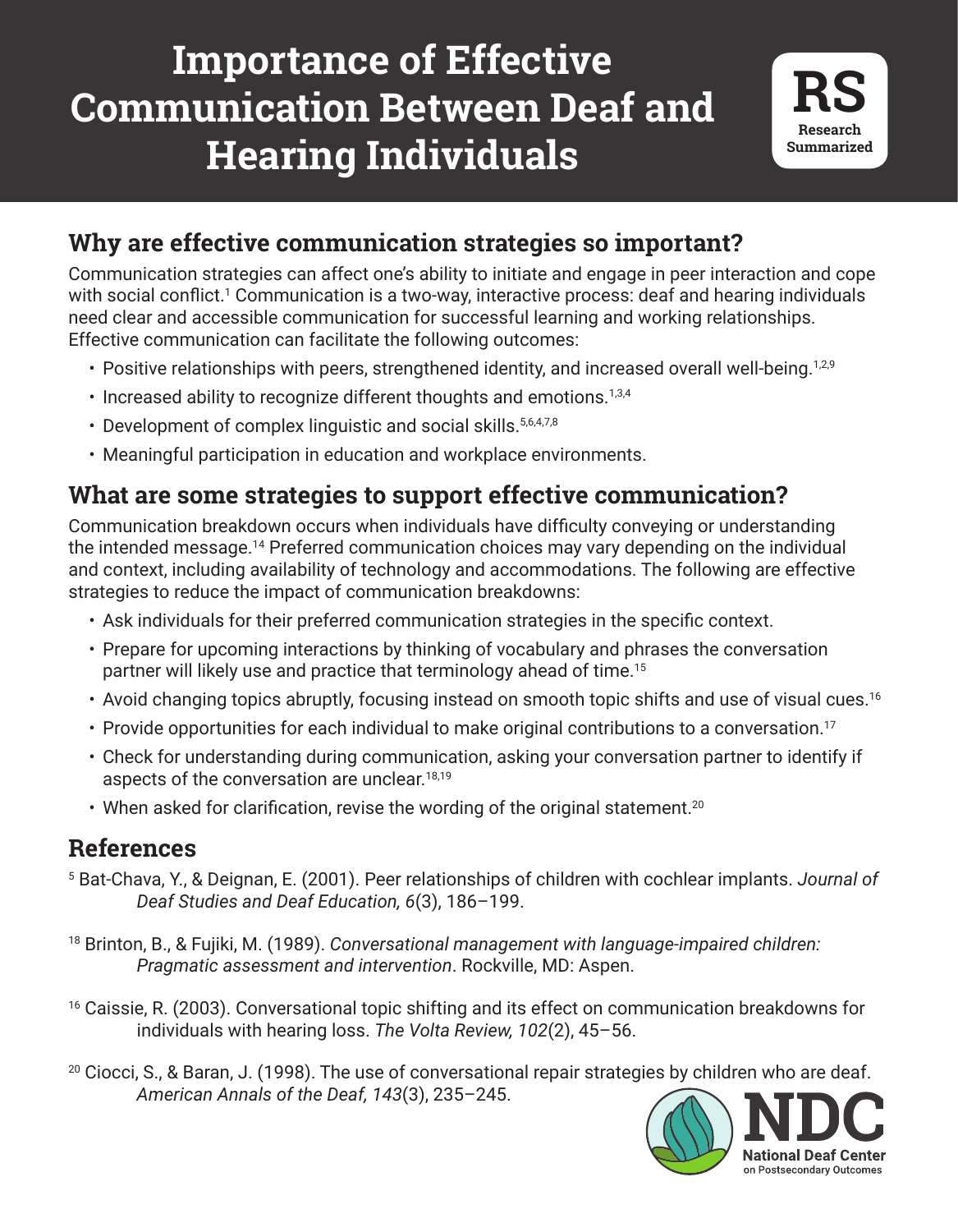# Importance of Effective Communication Between Deaf and Hearing Individuals

**RS** Research Summarized

## Why are effective communication strategies so important?

Communication strategies can affect one's ability to initiate and engage in peer interaction and cope with social conflict.[1] Communication is a two-way, interactive process: deaf and hearing individuals need clear and accessible communication for successful learning and working relationships. Effective communication can facilitate the following outcomes:

- Positive relationships with peers, strengthened identity, and increased overall well-being.[1,2,9]
- Increased ability to recognize different thoughts and emotions.[1,3,4]
- Development of complex linguistic and social skills.[5,6,4,7,8]
- Meaningful participation in education and workplace environments.

## What are some strategies to support effective communication?

Communication breakdown occurs when individuals have difficulty conveying or understanding the intended message.[14] Preferred communication choices may vary depending on the individual and context, including availability of technology and accommodations. The following are effective strategies to reduce the impact of communication breakdowns:

- Ask individuals for their preferred communication strategies in the specific context.
- Prepare for upcoming interactions by thinking of vocabulary and phrases the conversation partner will likely use and practice that terminology ahead of time.[15]
- Avoid changing topics abruptly, focusing instead on smooth topic shifts and use of visual cues.[16]
- Provide opportunities for each individual to make original contributions to a conversation.[17]
- Check for understanding during communication, asking your conversation partner to identify if aspects of the conversation are unclear.[18,19]
- When asked for clarification, revise the wording of the original statement.[20]

## References

[5] Bat-Chava, Y., & Deignan, E. (2001). Peer relationships of children with cochlear implants. *Journal of Deaf Studies and Deaf Education, 6*(3), 186–199.

[18] Brinton, B., & Fujiki, M. (1989). *Conversational management with language-impaired children: Pragmatic assessment and intervention*. Rockville, MD: Aspen.

[16] Caissie, R. (2003). Conversational topic shifting and its effect on communication breakdowns for individuals with hearing loss. *The Volta Review, 102*(2), 45–56.

[20] Ciocci, S., & Baran, J. (1998). The use of conversational repair strategies by children who are deaf. *American Annals of the Deaf, 143*(3), 235–245.

NDC National Deaf Center on Postsecondary Outcomes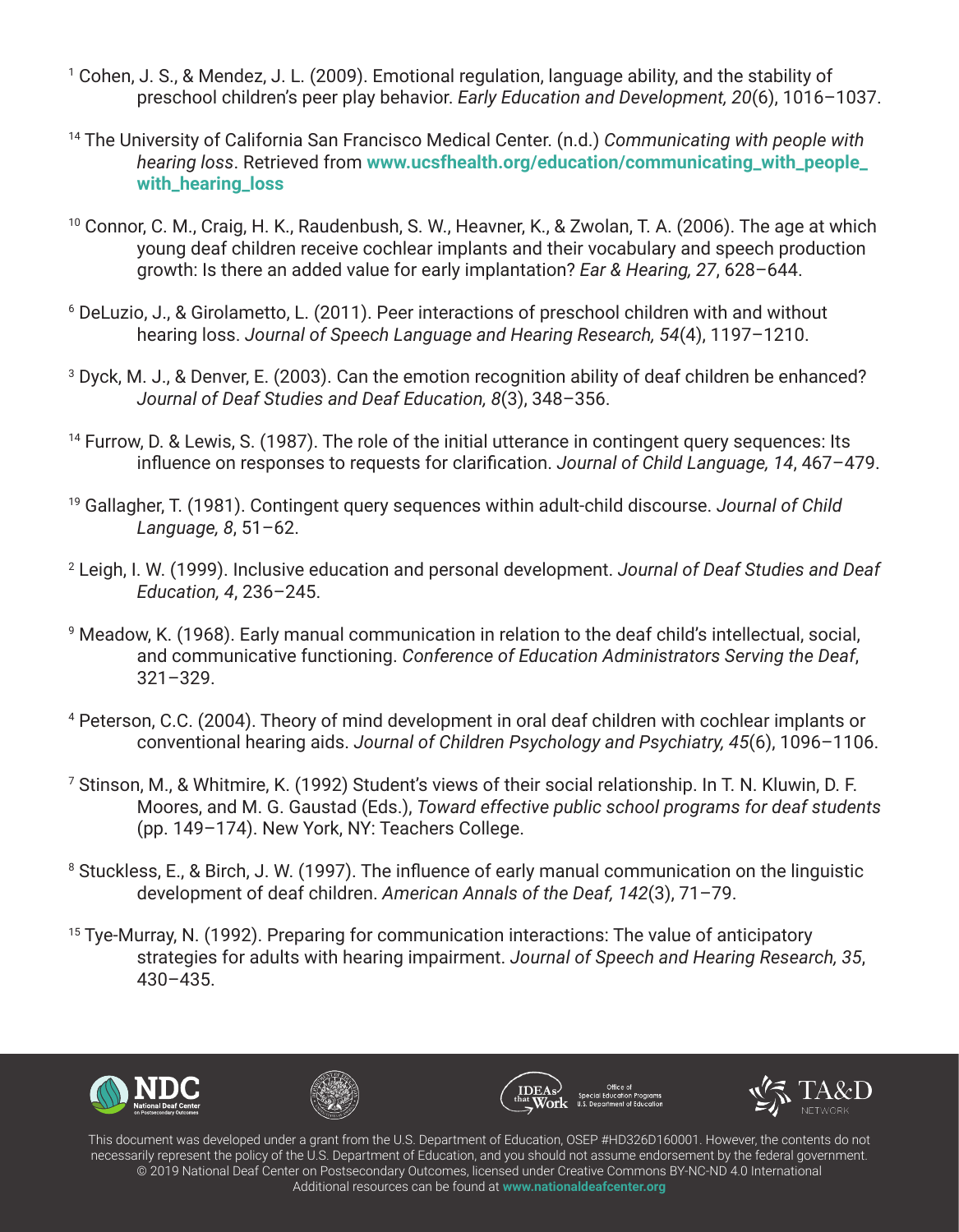[1] Cohen, J. S., & Mendez, J. L. (2009). Emotional regulation, language ability, and the stability of preschool children's peer play behavior. *Early Education and Development, 20*(6), 1016–1037.

[14] The University of California San Francisco Medical Center. (n.d.) *Communicating with people with hearing loss*. Retrieved from **www.ucsfhealth.org/education/communicating_with_people_with_hearing_loss**

[10] Connor, C. M., Craig, H. K., Raudenbush, S. W., Heavner, K., & Zwolan, T. A. (2006). The age at which young deaf children receive cochlear implants and their vocabulary and speech production growth: Is there an added value for early implantation? *Ear & Hearing, 27*, 628–644.

[6] DeLuzio, J., & Girolametto, L. (2011). Peer interactions of preschool children with and without hearing loss. *Journal of Speech Language and Hearing Research, 54*(4), 1197–1210.

[3] Dyck, M. J., & Denver, E. (2003). Can the emotion recognition ability of deaf children be enhanced? *Journal of Deaf Studies and Deaf Education, 8*(3), 348–356.

[14] Furrow, D. & Lewis, S. (1987). The role of the initial utterance in contingent query sequences: Its influence on responses to requests for clarification. *Journal of Child Language, 14*, 467–479.

[19] Gallagher, T. (1981). Contingent query sequences within adult-child discourse. *Journal of Child Language, 8*, 51–62.

[2] Leigh, I. W. (1999). Inclusive education and personal development. *Journal of Deaf Studies and Deaf Education, 4*, 236–245.

[9] Meadow, K. (1968). Early manual communication in relation to the deaf child's intellectual, social, and communicative functioning. *Conference of Education Administrators Serving the Deaf*, 321–329.

[4] Peterson, C.C. (2004). Theory of mind development in oral deaf children with cochlear implants or conventional hearing aids. *Journal of Children Psychology and Psychiatry, 45*(6), 1096–1106.

[7] Stinson, M., & Whitmire, K. (1992) Student's views of their social relationship. In T. N. Kluwin, D. F. Moores, and M. G. Gaustad (Eds.), *Toward effective public school programs for deaf students* (pp. 149–174). New York, NY: Teachers College.

[8] Stuckless, E., & Birch, J. W. (1997). The influence of early manual communication on the linguistic development of deaf children. *American Annals of the Deaf, 142*(3), 71–79.

[15] Tye-Murray, N. (1992). Preparing for communication interactions: The value of anticipatory strategies for adults with hearing impairment. *Journal of Speech and Hearing Research, 35*, 430–435.

This document was developed under a grant from the U.S. Department of Education, OSEP #HD326D160001. However, the contents do not necessarily represent the policy of the U.S. Department of Education, and you should not assume endorsement by the federal government. © 2019 National Deaf Center on Postsecondary Outcomes, licensed under Creative Commons BY-NC-ND 4.0 International
Additional resources can be found at **www.nationaldeafcenter.org**